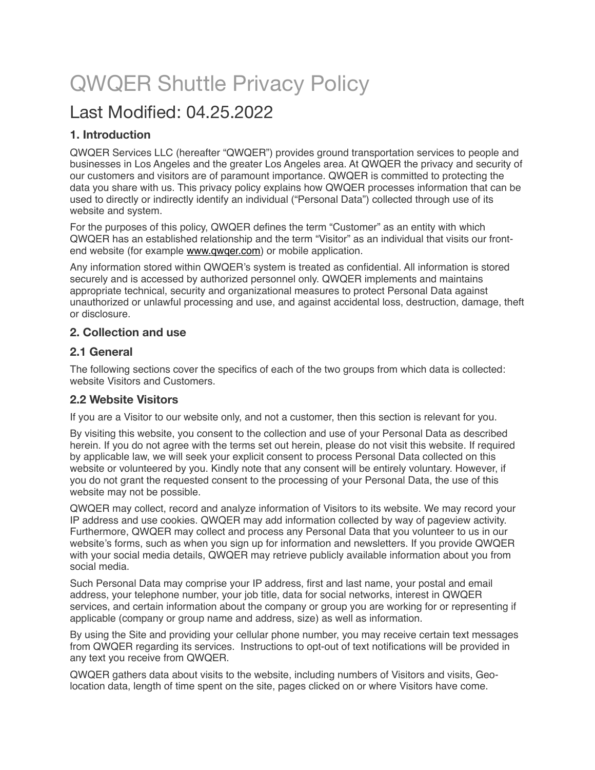# QWQER Shuttle Privacy Policy

## Last Modified: 04.25.2022

### 1. Introduction

QWQER Services LLC (hereafter "QWQER") provides ground transportation services to people and businesses in Los Angeles and the greater Los Angeles area. At QWQER the privacy and security of our customers and visitors are of paramount importance. QWQER is committed to protecting the data you share with us. This privacy policy explains how QWQER processes information that can be used to directly or indirectly identify an individual ("Personal Data") collected through use of its website and system.

For the purposes of this policy, QWQER defines the term "Customer" as an entity with which QWQER has an established relationship and the term "Visitor" as an individual that visits our front-end website (for example www.qwqer.com) or mobile application.

Any information stored within QWQER's system is treated as confidential. All information is stored securely and is accessed by authorized personnel only. QWQER implements and maintains appropriate technical, security and organizational measures to protect Personal Data against unauthorized or unlawful processing and use, and against accidental loss, destruction, damage, theft or disclosure.

### 2. Collection and use

### 2.1 General

The following sections cover the specifics of each of the two groups from which data is collected: website Visitors and Customers.

### 2.2 Website Visitors

If you are a Visitor to our website only, and not a customer, then this section is relevant for you.

By visiting this website, you consent to the collection and use of your Personal Data as described herein. If you do not agree with the terms set out herein, please do not visit this website. If required by applicable law, we will seek your explicit consent to process Personal Data collected on this website or volunteered by you. Kindly note that any consent will be entirely voluntary. However, if you do not grant the requested consent to the processing of your Personal Data, the use of this website may not be possible.

QWQER may collect, record and analyze information of Visitors to its website. We may record your IP address and use cookies. QWQER may add information collected by way of pageview activity. Furthermore, QWQER may collect and process any Personal Data that you volunteer to us in our website's forms, such as when you sign up for information and newsletters. If you provide QWQER with your social media details, QWQER may retrieve publicly available information about you from social media.

Such Personal Data may comprise your IP address, first and last name, your postal and email address, your telephone number, your job title, data for social networks, interest in QWQER services, and certain information about the company or group you are working for or representing if applicable (company or group name and address, size) as well as information.

By using the Site and providing your cellular phone number, you may receive certain text messages from QWQER regarding its services. Instructions to opt-out of text notifications will be provided in any text you receive from QWQER.

QWQER gathers data about visits to the website, including numbers of Visitors and visits, Geo-location data, length of time spent on the site, pages clicked on or where Visitors have come.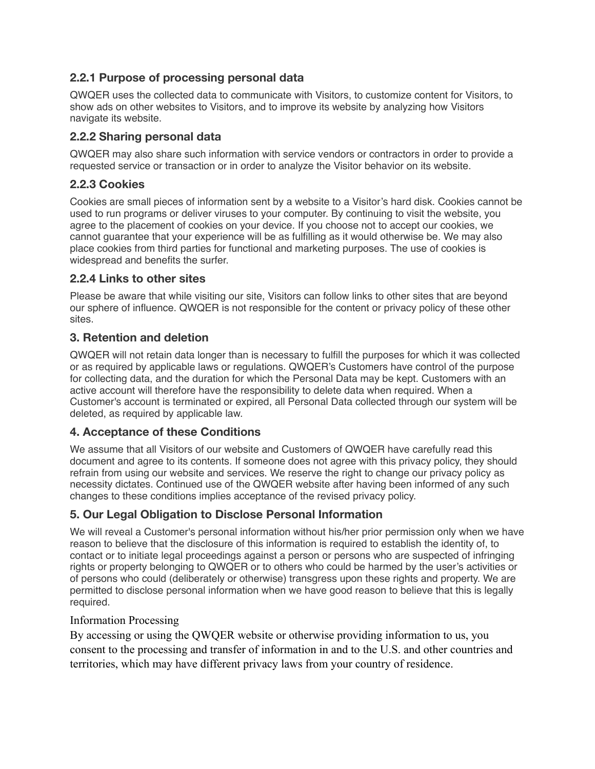### 2.2.1 Purpose of processing personal data

QWQER uses the collected data to communicate with Visitors, to customize content for Visitors, to show ads on other websites to Visitors, and to improve its website by analyzing how Visitors navigate its website.

### 2.2.2 Sharing personal data

QWQER may also share such information with service vendors or contractors in order to provide a requested service or transaction or in order to analyze the Visitor behavior on its website.

### 2.2.3 Cookies

Cookies are small pieces of information sent by a website to a Visitor's hard disk. Cookies cannot be used to run programs or deliver viruses to your computer. By continuing to visit the website, you agree to the placement of cookies on your device. If you choose not to accept our cookies, we cannot guarantee that your experience will be as fulfilling as it would otherwise be. We may also place cookies from third parties for functional and marketing purposes. The use of cookies is widespread and benefits the surfer.

### 2.2.4 Links to other sites

Please be aware that while visiting our site, Visitors can follow links to other sites that are beyond our sphere of influence. QWQER is not responsible for the content or privacy policy of these other sites.

## 3. Retention and deletion

QWQER will not retain data longer than is necessary to fulfill the purposes for which it was collected or as required by applicable laws or regulations. QWQER's Customers have control of the purpose for collecting data, and the duration for which the Personal Data may be kept. Customers with an active account will therefore have the responsibility to delete data when required. When a Customer's account is terminated or expired, all Personal Data collected through our system will be deleted, as required by applicable law.

## 4. Acceptance of these Conditions

We assume that all Visitors of our website and Customers of QWQER have carefully read this document and agree to its contents. If someone does not agree with this privacy policy, they should refrain from using our website and services. We reserve the right to change our privacy policy as necessity dictates. Continued use of the QWQER website after having been informed of any such changes to these conditions implies acceptance of the revised privacy policy.

## 5. Our Legal Obligation to Disclose Personal Information

We will reveal a Customer's personal information without his/her prior permission only when we have reason to believe that the disclosure of this information is required to establish the identity of, to contact or to initiate legal proceedings against a person or persons who are suspected of infringing rights or property belonging to QWQER or to others who could be harmed by the user's activities or of persons who could (deliberately or otherwise) transgress upon these rights and property. We are permitted to disclose personal information when we have good reason to believe that this is legally required.

Information Processing

By accessing or using the QWQER website or otherwise providing information to us, you consent to the processing and transfer of information in and to the U.S. and other countries and territories, which may have different privacy laws from your country of residence.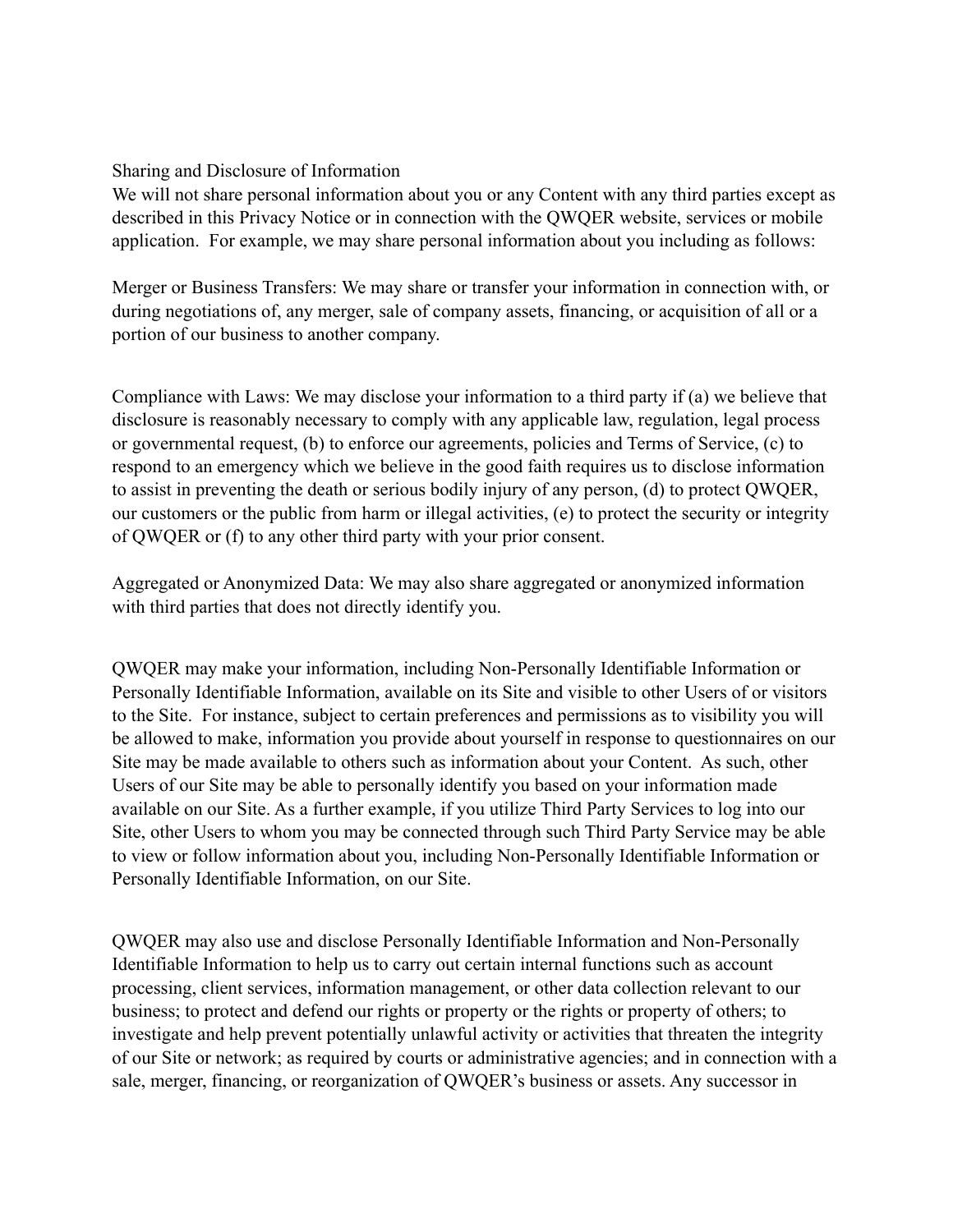## Sharing and Disclosure of Information

We will not share personal information about you or any Content with any third parties except as described in this Privacy Notice or in connection with the QWQER website, services or mobile application. For example, we may share personal information about you including as follows:

Merger or Business Transfers: We may share or transfer your information in connection with, or during negotiations of, any merger, sale of company assets, financing, or acquisition of all or a portion of our business to another company.

Compliance with Laws: We may disclose your information to a third party if (a) we believe that disclosure is reasonably necessary to comply with any applicable law, regulation, legal process or governmental request, (b) to enforce our agreements, policies and Terms of Service, (c) to respond to an emergency which we believe in the good faith requires us to disclose information to assist in preventing the death or serious bodily injury of any person, (d) to protect QWQER, our customers or the public from harm or illegal activities, (e) to protect the security or integrity of QWQER or (f) to any other third party with your prior consent.

Aggregated or Anonymized Data: We may also share aggregated or anonymized information with third parties that does not directly identify you.

QWQER may make your information, including Non-Personally Identifiable Information or Personally Identifiable Information, available on its Site and visible to other Users of or visitors to the Site. For instance, subject to certain preferences and permissions as to visibility you will be allowed to make, information you provide about yourself in response to questionnaires on our Site may be made available to others such as information about your Content. As such, other Users of our Site may be able to personally identify you based on your information made available on our Site. As a further example, if you utilize Third Party Services to log into our Site, other Users to whom you may be connected through such Third Party Service may be able to view or follow information about you, including Non-Personally Identifiable Information or Personally Identifiable Information, on our Site.

QWQER may also use and disclose Personally Identifiable Information and Non-Personally Identifiable Information to help us to carry out certain internal functions such as account processing, client services, information management, or other data collection relevant to our business; to protect and defend our rights or property or the rights or property of others; to investigate and help prevent potentially unlawful activity or activities that threaten the integrity of our Site or network; as required by courts or administrative agencies; and in connection with a sale, merger, financing, or reorganization of QWQER's business or assets. Any successor in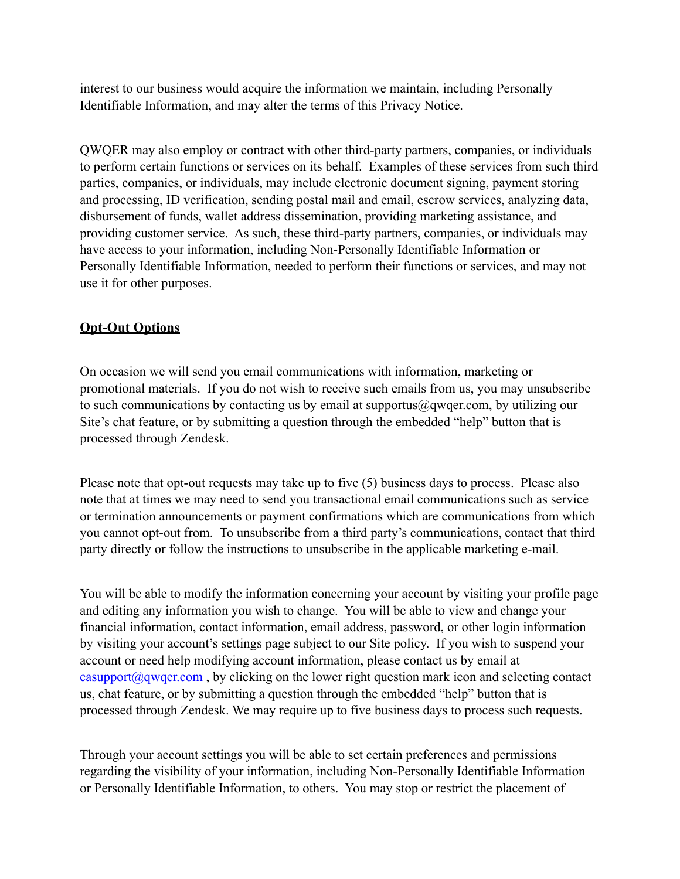interest to our business would acquire the information we maintain, including Personally Identifiable Information, and may alter the terms of this Privacy Notice.

QWQER may also employ or contract with other third-party partners, companies, or individuals to perform certain functions or services on its behalf. Examples of these services from such third parties, companies, or individuals, may include electronic document signing, payment storing and processing, ID verification, sending postal mail and email, escrow services, analyzing data, disbursement of funds, wallet address dissemination, providing marketing assistance, and providing customer service. As such, these third-party partners, companies, or individuals may have access to your information, including Non-Personally Identifiable Information or Personally Identifiable Information, needed to perform their functions or services, and may not use it for other purposes.

**Opt-Out Options**

On occasion we will send you email communications with information, marketing or promotional materials. If you do not wish to receive such emails from us, you may unsubscribe to such communications by contacting us by email at supportus@qwqer.com, by utilizing our Site's chat feature, or by submitting a question through the embedded "help" button that is processed through Zendesk.

Please note that opt-out requests may take up to five (5) business days to process. Please also note that at times we may need to send you transactional email communications such as service or termination announcements or payment confirmations which are communications from which you cannot opt-out from. To unsubscribe from a third party's communications, contact that third party directly or follow the instructions to unsubscribe in the applicable marketing e-mail.

You will be able to modify the information concerning your account by visiting your profile page and editing any information you wish to change. You will be able to view and change your financial information, contact information, email address, password, or other login information by visiting your account's settings page subject to our Site policy. If you wish to suspend your account or need help modifying account information, please contact us by email at casupport@qwqer.com , by clicking on the lower right question mark icon and selecting contact us, chat feature, or by submitting a question through the embedded "help" button that is processed through Zendesk. We may require up to five business days to process such requests.

Through your account settings you will be able to set certain preferences and permissions regarding the visibility of your information, including Non-Personally Identifiable Information or Personally Identifiable Information, to others. You may stop or restrict the placement of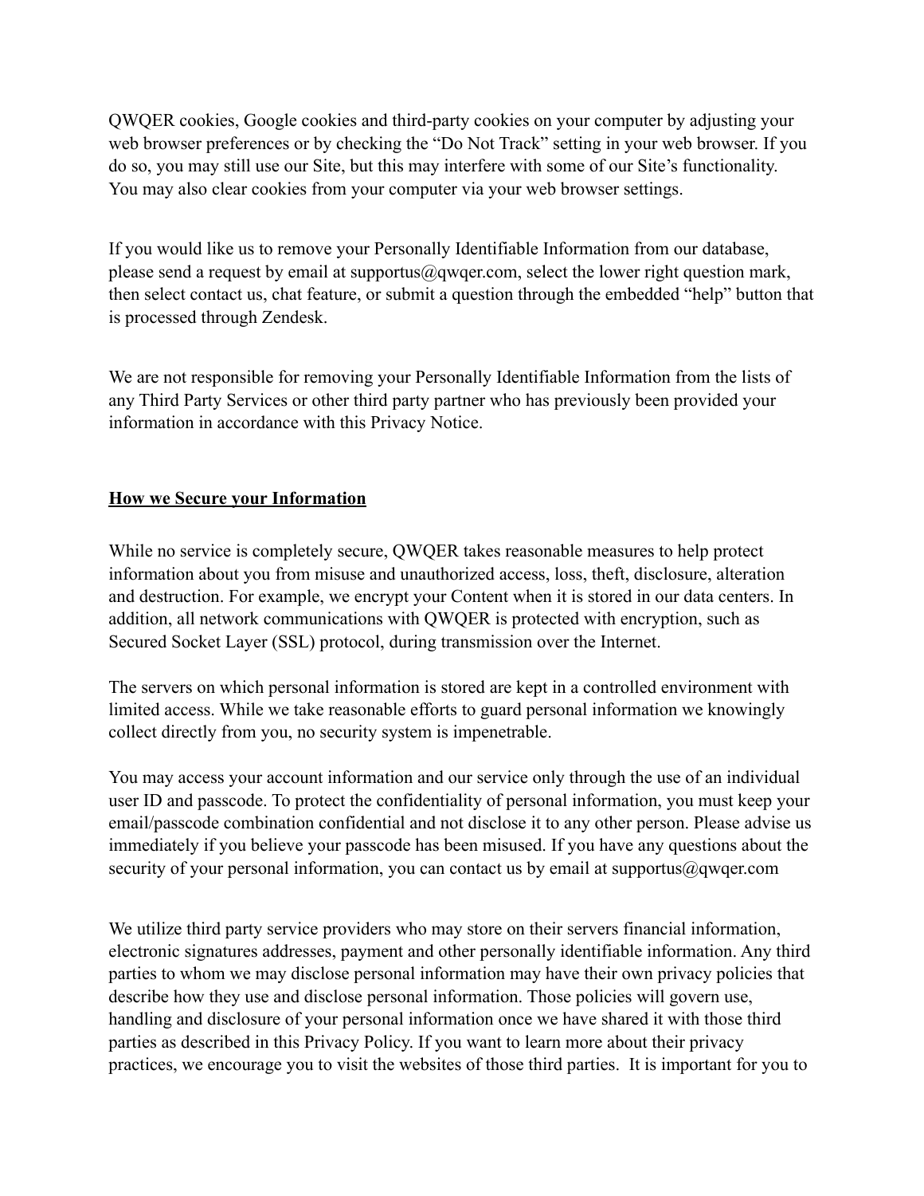QWQER cookies, Google cookies and third-party cookies on your computer by adjusting your web browser preferences or by checking the "Do Not Track" setting in your web browser. If you do so, you may still use our Site, but this may interfere with some of our Site's functionality. You may also clear cookies from your computer via your web browser settings.

If you would like us to remove your Personally Identifiable Information from our database, please send a request by email at supportus@qwqer.com, select the lower right question mark, then select contact us, chat feature, or submit a question through the embedded "help" button that is processed through Zendesk.

We are not responsible for removing your Personally Identifiable Information from the lists of any Third Party Services or other third party partner who has previously been provided your information in accordance with this Privacy Notice.

## How we Secure your Information

While no service is completely secure, QWQER takes reasonable measures to help protect information about you from misuse and unauthorized access, loss, theft, disclosure, alteration and destruction. For example, we encrypt your Content when it is stored in our data centers. In addition, all network communications with QWQER is protected with encryption, such as Secured Socket Layer (SSL) protocol, during transmission over the Internet.

The servers on which personal information is stored are kept in a controlled environment with limited access. While we take reasonable efforts to guard personal information we knowingly collect directly from you, no security system is impenetrable.

You may access your account information and our service only through the use of an individual user ID and passcode. To protect the confidentiality of personal information, you must keep your email/passcode combination confidential and not disclose it to any other person. Please advise us immediately if you believe your passcode has been misused. If you have any questions about the security of your personal information, you can contact us by email at supportus@qwqer.com

We utilize third party service providers who may store on their servers financial information, electronic signatures addresses, payment and other personally identifiable information. Any third parties to whom we may disclose personal information may have their own privacy policies that describe how they use and disclose personal information. Those policies will govern use, handling and disclosure of your personal information once we have shared it with those third parties as described in this Privacy Policy. If you want to learn more about their privacy practices, we encourage you to visit the websites of those third parties. It is important for you to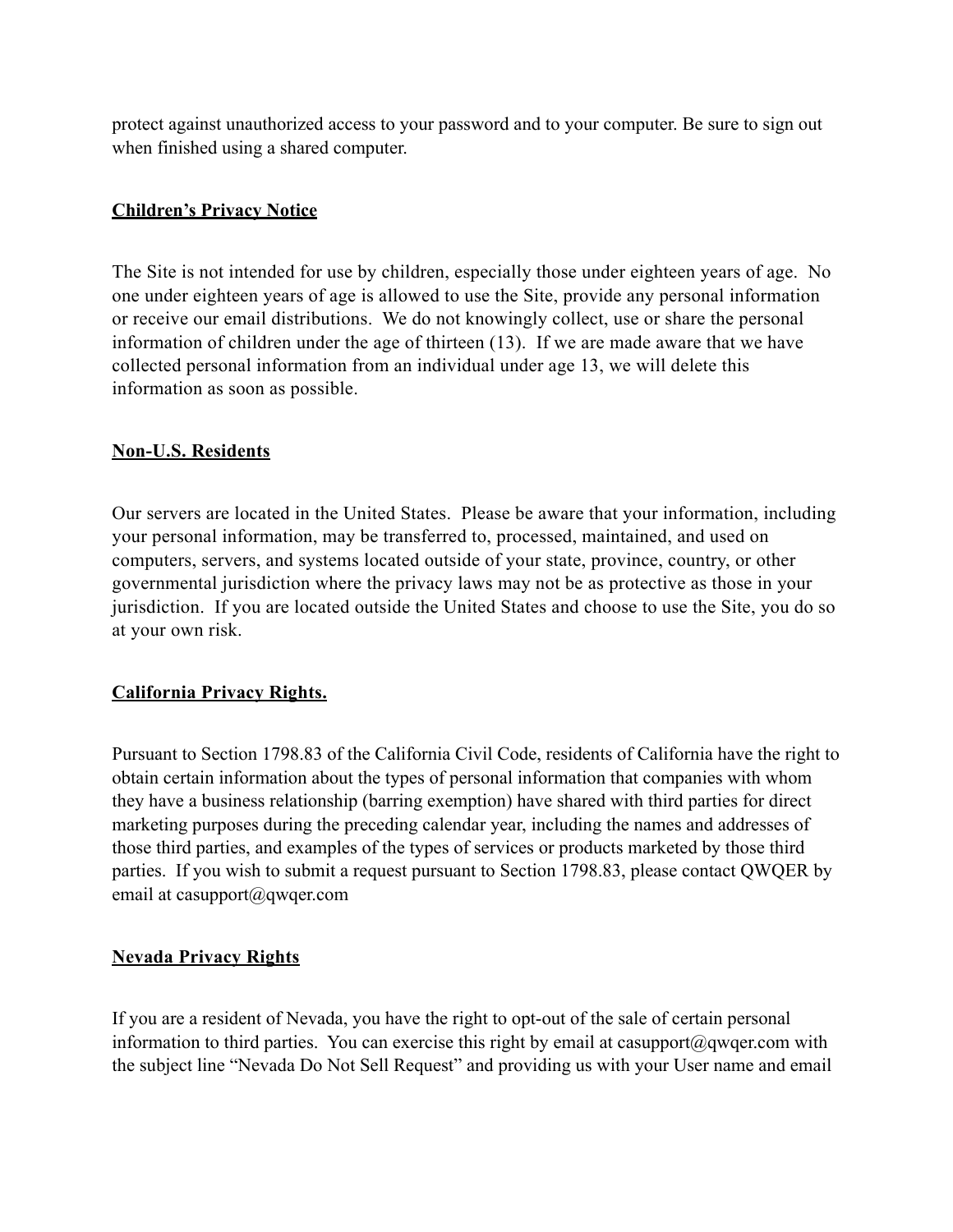protect against unauthorized access to your password and to your computer. Be sure to sign out when finished using a shared computer.

**Children's Privacy Notice**

The Site is not intended for use by children, especially those under eighteen years of age. No one under eighteen years of age is allowed to use the Site, provide any personal information or receive our email distributions. We do not knowingly collect, use or share the personal information of children under the age of thirteen (13). If we are made aware that we have collected personal information from an individual under age 13, we will delete this information as soon as possible.

**Non-U.S. Residents**

Our servers are located in the United States. Please be aware that your information, including your personal information, may be transferred to, processed, maintained, and used on computers, servers, and systems located outside of your state, province, country, or other governmental jurisdiction where the privacy laws may not be as protective as those in your jurisdiction. If you are located outside the United States and choose to use the Site, you do so at your own risk.

**California Privacy Rights.**

Pursuant to Section 1798.83 of the California Civil Code, residents of California have the right to obtain certain information about the types of personal information that companies with whom they have a business relationship (barring exemption) have shared with third parties for direct marketing purposes during the preceding calendar year, including the names and addresses of those third parties, and examples of the types of services or products marketed by those third parties. If you wish to submit a request pursuant to Section 1798.83, please contact QWQER by email at casupport@qwqer.com

**Nevada Privacy Rights**

If you are a resident of Nevada, you have the right to opt-out of the sale of certain personal information to third parties. You can exercise this right by email at casupport@qwqer.com with the subject line "Nevada Do Not Sell Request" and providing us with your User name and email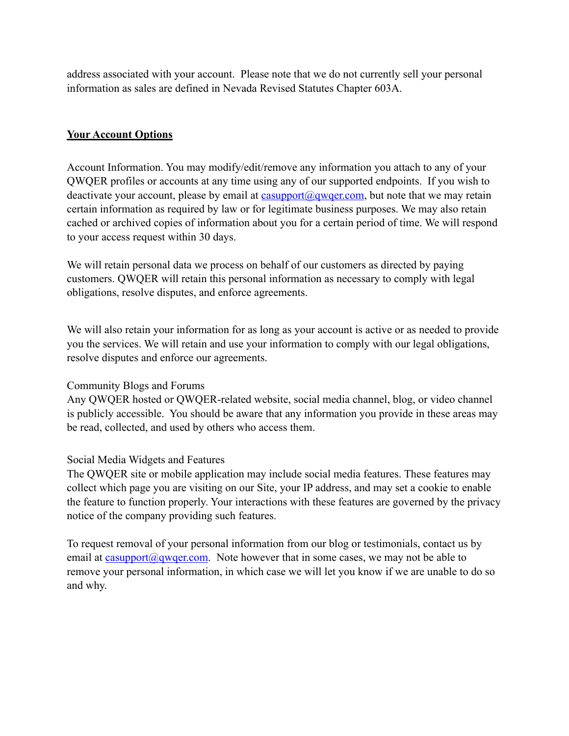address associated with your account.  Please note that we do not currently sell your personal information as sales are defined in Nevada Revised Statutes Chapter 603A.

## Your Account Options

Account Information. You may modify/edit/remove any information you attach to any of your QWQER profiles or accounts at any time using any of our supported endpoints.  If you wish to deactivate your account, please by email at casupport@qwqer.com, but note that we may retain certain information as required by law or for legitimate business purposes. We may also retain cached or archived copies of information about you for a certain period of time. We will respond to your access request within 30 days.

We will retain personal data we process on behalf of our customers as directed by paying customers. QWQER will retain this personal information as necessary to comply with legal obligations, resolve disputes, and enforce agreements.

We will also retain your information for as long as your account is active or as needed to provide you the services. We will retain and use your information to comply with our legal obligations, resolve disputes and enforce our agreements.

Community Blogs and Forums
Any QWQER hosted or QWQER-related website, social media channel, blog, or video channel is publicly accessible.  You should be aware that any information you provide in these areas may be read, collected, and used by others who access them.

Social Media Widgets and Features
The QWQER site or mobile application may include social media features. These features may collect which page you are visiting on our Site, your IP address, and may set a cookie to enable the feature to function properly. Your interactions with these features are governed by the privacy notice of the company providing such features.

To request removal of your personal information from our blog or testimonials, contact us by email at casupport@qwqer.com.  Note however that in some cases, we may not be able to remove your personal information, in which case we will let you know if we are unable to do so and why.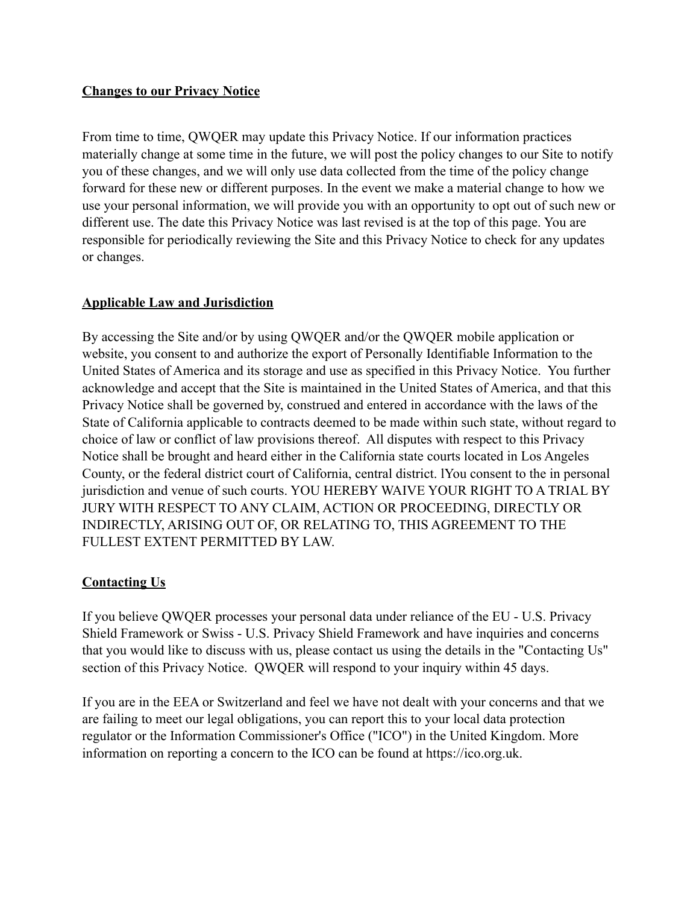## Changes to our Privacy Notice

From time to time, QWQER may update this Privacy Notice. If our information practices materially change at some time in the future, we will post the policy changes to our Site to notify you of these changes, and we will only use data collected from the time of the policy change forward for these new or different purposes. In the event we make a material change to how we use your personal information, we will provide you with an opportunity to opt out of such new or different use. The date this Privacy Notice was last revised is at the top of this page. You are responsible for periodically reviewing the Site and this Privacy Notice to check for any updates or changes.

## Applicable Law and Jurisdiction

By accessing the Site and/or by using QWQER and/or the QWQER mobile application or website, you consent to and authorize the export of Personally Identifiable Information to the United States of America and its storage and use as specified in this Privacy Notice. You further acknowledge and accept that the Site is maintained in the United States of America, and that this Privacy Notice shall be governed by, construed and entered in accordance with the laws of the State of California applicable to contracts deemed to be made within such state, without regard to choice of law or conflict of law provisions thereof. All disputes with respect to this Privacy Notice shall be brought and heard either in the California state courts located in Los Angeles County, or the federal district court of California, central district. lYou consent to the in personal jurisdiction and venue of such courts. YOU HEREBY WAIVE YOUR RIGHT TO A TRIAL BY JURY WITH RESPECT TO ANY CLAIM, ACTION OR PROCEEDING, DIRECTLY OR INDIRECTLY, ARISING OUT OF, OR RELATING TO, THIS AGREEMENT TO THE FULLEST EXTENT PERMITTED BY LAW.

## Contacting Us

If you believe QWQER processes your personal data under reliance of the EU - U.S. Privacy Shield Framework or Swiss - U.S. Privacy Shield Framework and have inquiries and concerns that you would like to discuss with us, please contact us using the details in the "Contacting Us" section of this Privacy Notice. QWQER will respond to your inquiry within 45 days.

If you are in the EEA or Switzerland and feel we have not dealt with your concerns and that we are failing to meet our legal obligations, you can report this to your local data protection regulator or the Information Commissioner's Office ("ICO") in the United Kingdom. More information on reporting a concern to the ICO can be found at https://ico.org.uk.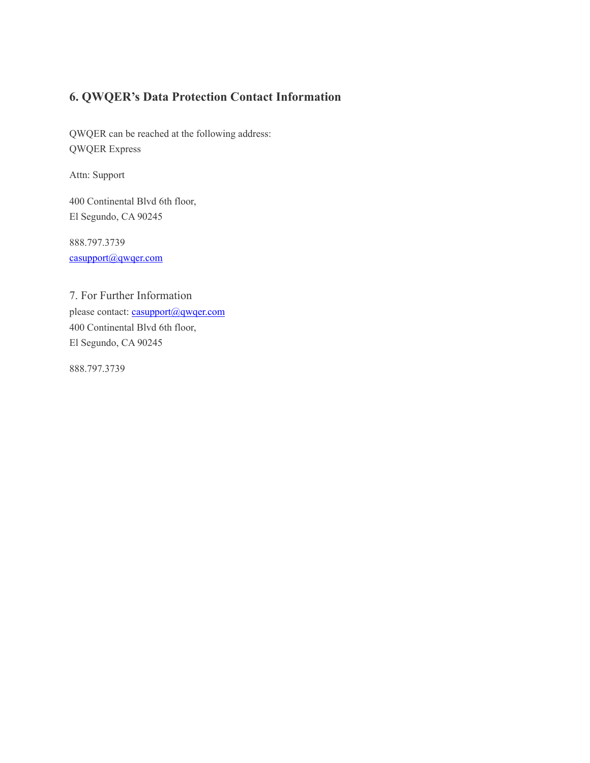## 6. QWQER's Data Protection Contact Information

QWQER can be reached at the following address:
QWQER Express

Attn: Support

400 Continental Blvd 6th floor,
El Segundo, CA 90245

888.797.3739
casupport@qwqer.com

7. For Further Information
please contact: casupport@qwqer.com
400 Continental Blvd 6th floor,
El Segundo, CA 90245

888.797.3739